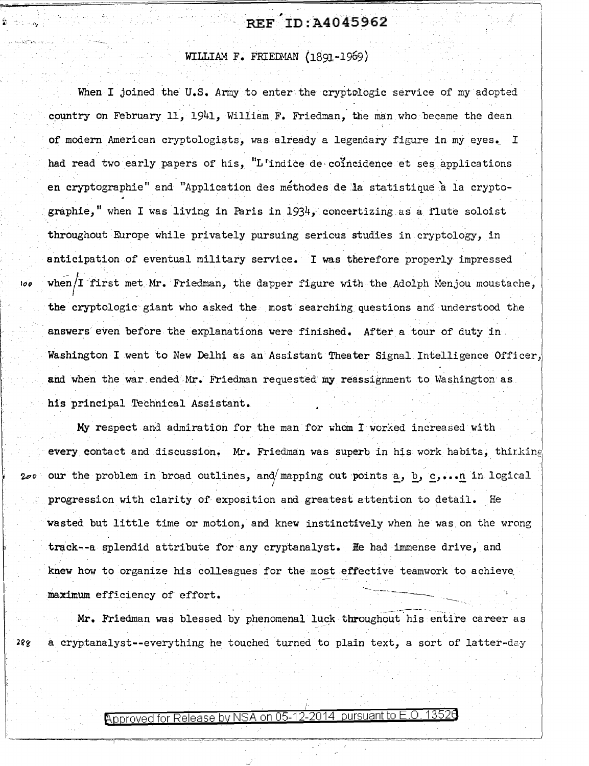# WILLIAM F. FRIEDMAN (1891-1969)

When I joined the U.S. Army to enter the cryptologic service of my adopted country on February 11, 1941, William F. Friedman, the man who became the dean of modern American cryptologists, was already a legendary figure in my eyes. I had read two early papers of his, "L'indice de coïncidence et ses applications en cryptographie" and "Application des méthodes de la statistique à la cryptographie," when I was living in Paris in 1934, concertizing as a flute soloist throughout Europe while privately pursuing serious studies in cryptology, in anticipation of eventual military service. I was therefore properly impressed when I first met Mr. Friedman, the dapper figure with the Adolph Menjou moustache, the cryptologic giant who asked the most searching questions and understood the answers even before the explanations were finished. After a tour of duty in Washington I went to New Delhi as an Assistant Theater Signal Intelligence Officer, and when the war ended Mr. Friedman requested my reassignment to Washington as his principal Technical Assistant.

My respect and admiration for the man for whom I worked increased with every contact and discussion. Mr. Friedman was superb in his work habits, thinking our the problem in broad outlines, and mapping out points a, b, c,...n in logical progression with clarity of exposition and greatest attention to detail. He wasted but little time or motion, and knew instinctively when he was on the wrong track--a splendid attribute for any cryptanalyst. He had immense drive, and knew how to organize his colleagues for the most effective teamwork to achieve maximum efficiency of effort.

Mr. Friedman was blessed by phenomenal luck throughout his entire career as a cryptanalyst--everything he touched turned to plain text, a sort of latter-day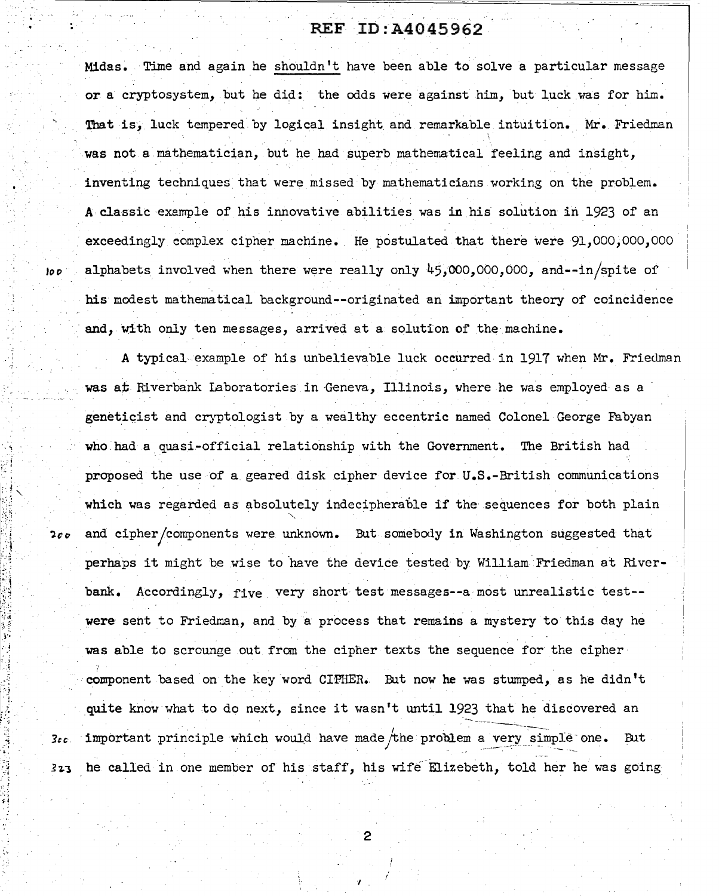Midas. Time and again he shouldn't have been able to solve a particular message or a cryptosystem, but he did: the odds were against him, but luck was for him. That is, luck tempered by logical insight and remarkable intuition. Mr. Friedman was not a mathematician, but he had superb mathematical feeling and insight, inventing techniques that were missed by mathematicians working on the problem. A classic example of his innovative abilities was in his solution in 1923 of an exceedingly complex cipher machine. He postulated that there were 91,000,000,000 alphabets involved when there were really only 45,000,000,000, and--in spite of his modest mathematical background--originated an important theory of coincidence and, with only ten messages, arrived at a solution of the machine.

A typical example of his unbelievable luck occurred in 1917 when Mr. Friedman was at Riverbank Laboratories in Geneva, Illinois, where he was employed as a geneticist and cryptologist by a wealthy eccentric named Colonel George Fabyan who had a quasi-official relationship with the Government. The British had proposed the use of a geared disk cipher device for U.S.-British communications which was regarded as absolutely indecipherable if the sequences for both plain and cipher components were unknown. But somebody in Washington suggested that perhaps it might be wise to have the device tested by William Friedman at Riverbank. Accordingly, five very short test messages--a most unrealistic test--were sent to Friedman, and by a process that remains a mystery to this day he was able to scrounge out from the cipher texts the sequence for the cipher component based on the key word CIPHER. But now he was stumped, as he didn't quite know what to do next, since it wasn't until 1923 that he discovered an important principle which would have made the problem a very simple one. But he called in one member of his staff, his wife Elizebeth, told her he was going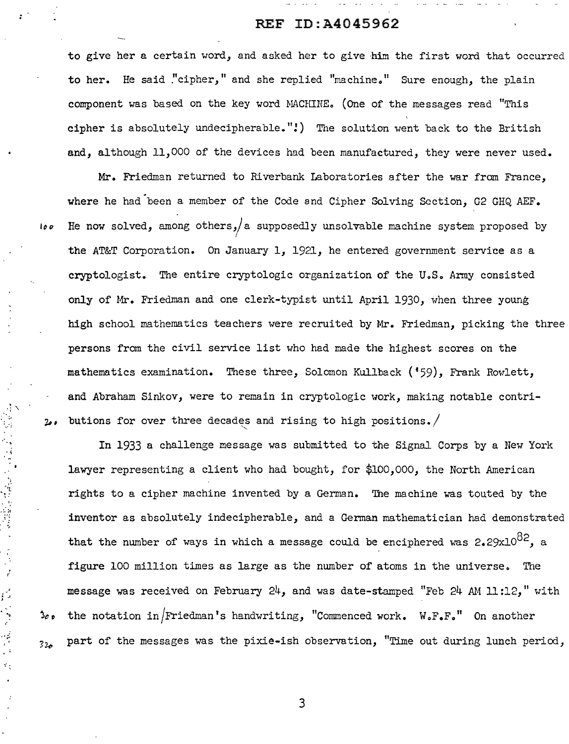to give her a certain word, and asked her to give him the first word that occurred to her. He said "cipher," and she replied "machine." Sure enough, the plain component was based on the key word MACHINE. (One of the messages read "This cipher is absolutely undecipherable."!) The solution went back to the British and, although 11,000 of the devices had been manufactured, they were never used.

Mr. Friedman returned to Riverbank Laboratories after the war from France, where he had been a member of the Code and Cipher Solving Section, G2 GHQ AEF. He now solved, among others, a supposedly unsolvable machine system proposed by the AT&T Corporation. On January 1, 1921, he entered government service as a cryptologist. The entire cryptologic organization of the U.S. Army consisted only of Mr. Friedman and one clerk-typist until April 1930, when three young high school mathematics teachers were recruited by Mr. Friedman, picking the three persons from the civil service list who had made the highest scores on the mathematics examination. These three, Solomon Kullback ('59), Frank Rowlett, and Abraham Sinkov, were to remain in cryptologic work, making notable contributions for over three decades and rising to high positions.

In 1933 a challenge message was submitted to the Signal Corps by a New York lawyer representing a client who had bought, for $100,000, the North American rights to a cipher machine invented by a German. The machine was touted by the inventor as absolutely indecipherable, and a German mathematician had demonstrated that the number of ways in which a message could be enciphered was $2.29 \times 10^{82}$, a figure 100 million times as large as the number of atoms in the universe. The message was received on February 24, and was date-stamped "Feb 24 AM 11:12," with the notation in Friedman's handwriting, "Commenced work. W.F.F." On another part of the messages was the pixie-ish observation, "Time out during lunch period,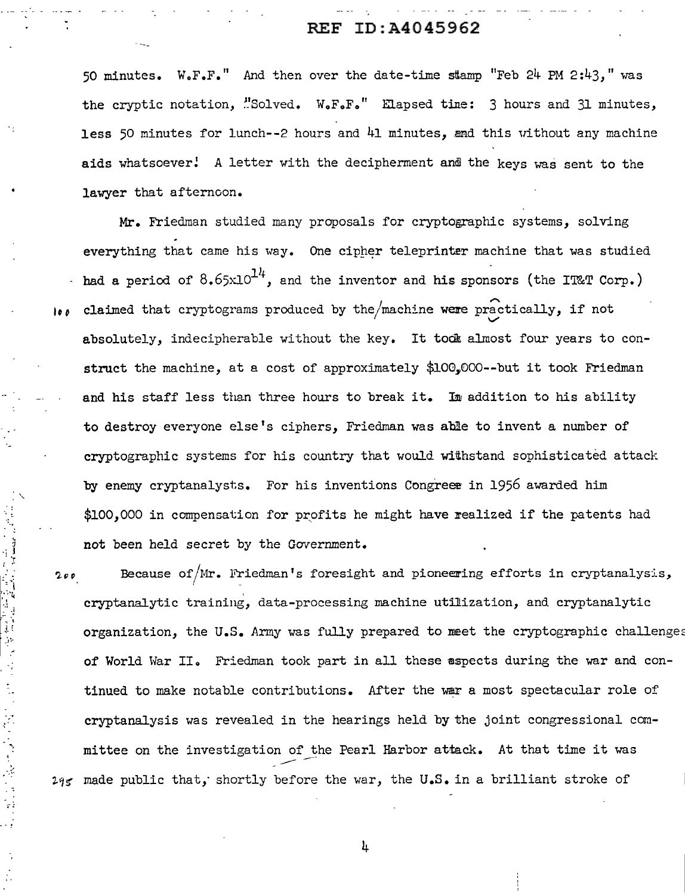50 minutes. W.F.F." And then over the date-time stamp "Feb 24 PM 2:43," was the cryptic notation, "Solved. W.F.F." Elapsed time: 3 hours and 31 minutes, less 50 minutes for lunch--2 hours and 41 minutes, and this without any machine aids whatsoever! A letter with the decipherment and the keys was sent to the lawyer that afternoon.

Mr. Friedman studied many proposals for cryptographic systems, solving everything that came his way. One cipher teleprinter machine that was studied had a period of $8.65 \times 10^{14}$, and the inventor and his sponsors (the IT&T Corp.) claimed that cryptograms produced by the machine were practically, if not absolutely, indecipherable without the key. It took almost four years to construct the machine, at a cost of approximately $100,000--but it took Friedman and his staff less than three hours to break it. In addition to his ability to destroy everyone else's ciphers, Friedman was able to invent a number of cryptographic systems for his country that would withstand sophisticated attack by enemy cryptanalysts. For his inventions Congress in 1956 awarded him $100,000 in compensation for profits he might have realized if the patents had not been held secret by the Government.

Because of Mr. Friedman's foresight and pioneering efforts in cryptanalysis, cryptanalytic training, data-processing machine utilization, and cryptanalytic organization, the U.S. Army was fully prepared to meet the cryptographic challenges of World War II. Friedman took part in all these aspects during the war and continued to make notable contributions. After the war a most spectacular role of cryptanalysis was revealed in the hearings held by the joint congressional committee on the investigation of the Pearl Harbor attack. At that time it was made public that, shortly before the war, the U.S. in a brilliant stroke of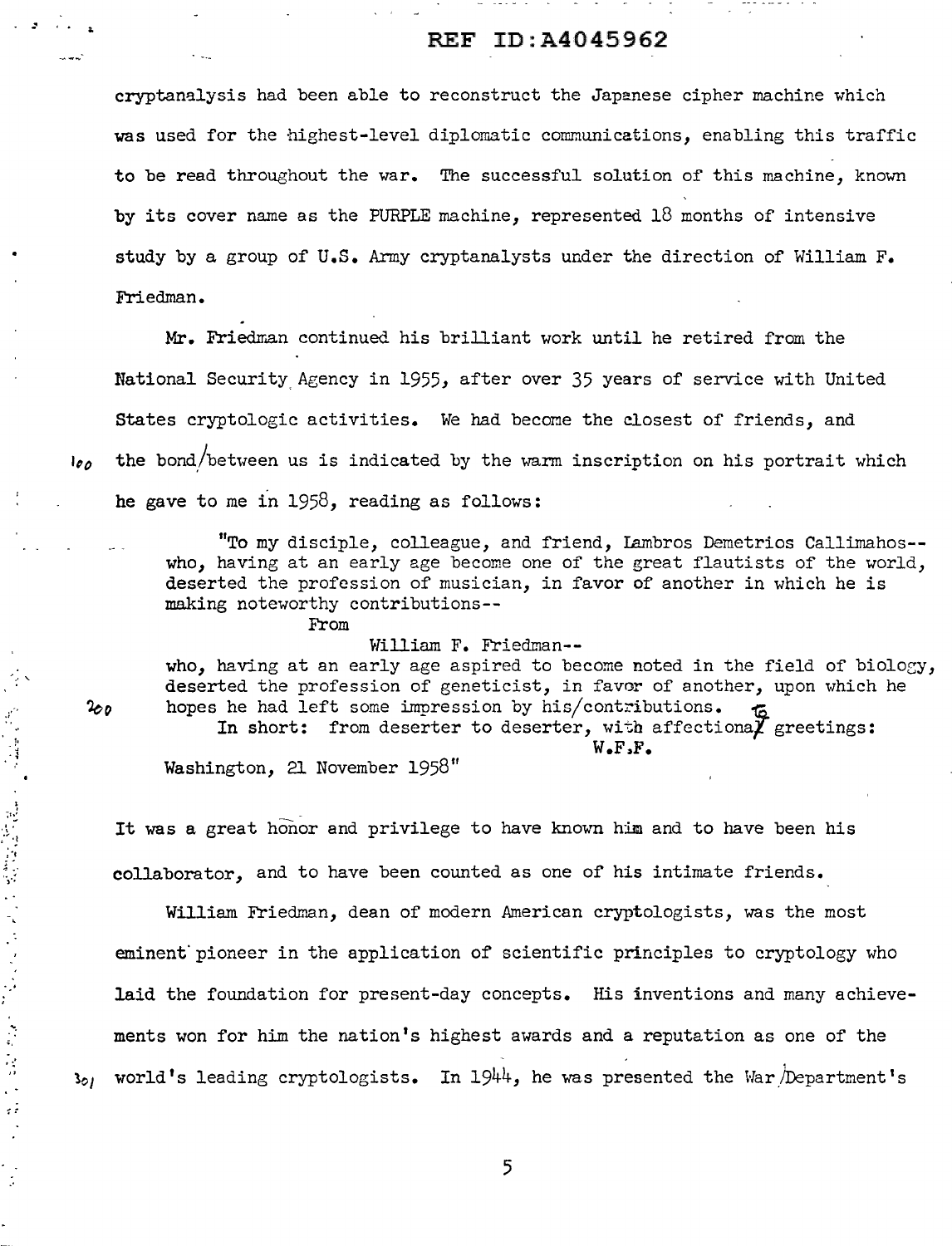cryptanalysis had been able to reconstruct the Japanese cipher machine which was used for the highest-level diplomatic communications, enabling this traffic to be read throughout the war. The successful solution of this machine, known by its cover name as the PURPLE machine, represented 18 months of intensive study by a group of U.S. Army cryptanalysts under the direction of William F. Friedman.

Mr. Friedman continued his brilliant work until he retired from the National Security Agency in 1955, after over 35 years of service with United States cryptologic activities. We had become the closest of friends, and the bond between us is indicated by the warm inscription on his portrait which he gave to me in 1958, reading as follows:

> "To my disciple, colleague, and friend, Lambros Demetrios Callimahos--who, having at an early age become one of the great flautists of the world, deserted the profession of musician, in favor of another in which he is making noteworthy contributions--
>
> From
>
> William F. Friedman--
>
> who, having at an early age aspired to become noted in the field of biology, deserted the profession of geneticist, in favor of another, upon which he hopes he had left some impression by his contributions.
>
> In short: from deserter to deserter, with affectionate greetings:
>
> W.F.F.
>
> Washington, 21 November 1958"

It was a great honor and privilege to have known him and to have been his collaborator, and to have been counted as one of his intimate friends.

William Friedman, dean of modern American cryptologists, was the most eminent pioneer in the application of scientific principles to cryptology who laid the foundation for present-day concepts. His inventions and many achievements won for him the nation's highest awards and a reputation as one of the world's leading cryptologists. In 1944, he was presented the War Department's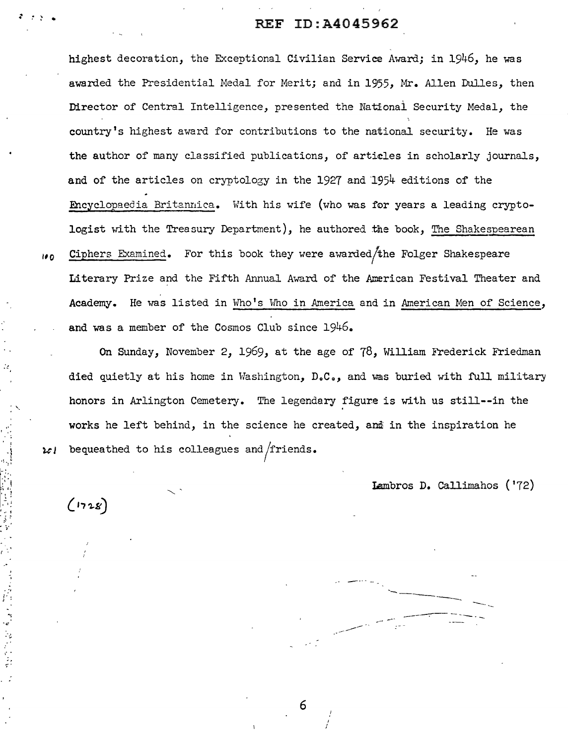highest decoration, the Exceptional Civilian Service Award; in 1946, he was awarded the Presidential Medal for Merit; and in 1955, Mr. Allen Dulles, then Director of Central Intelligence, presented the National Security Medal, the country's highest award for contributions to the national security. He was the author of many classified publications, of articles in scholarly journals, and of the articles on cryptology in the 1927 and 1954 editions of the Encyclopaedia Britannica. With his wife (who was for years a leading cryptologist with the Treasury Department), he authored the book, The Shakespearean Ciphers Examined. For this book they were awarded the Folger Shakespeare Literary Prize and the Fifth Annual Award of the American Festival Theater and Academy. He was listed in Who's Who in America and in American Men of Science, and was a member of the Cosmos Club since 1946.

On Sunday, November 2, 1969, at the age of 78, William Frederick Friedman died quietly at his home in Washington, D.C., and was buried with full military honors in Arlington Cemetery. The legendary figure is with us still--in the works he left behind, in the science he created, and in the inspiration he bequeathed to his colleagues and friends.

Lambros D. Callimahos ('72)

(1728)